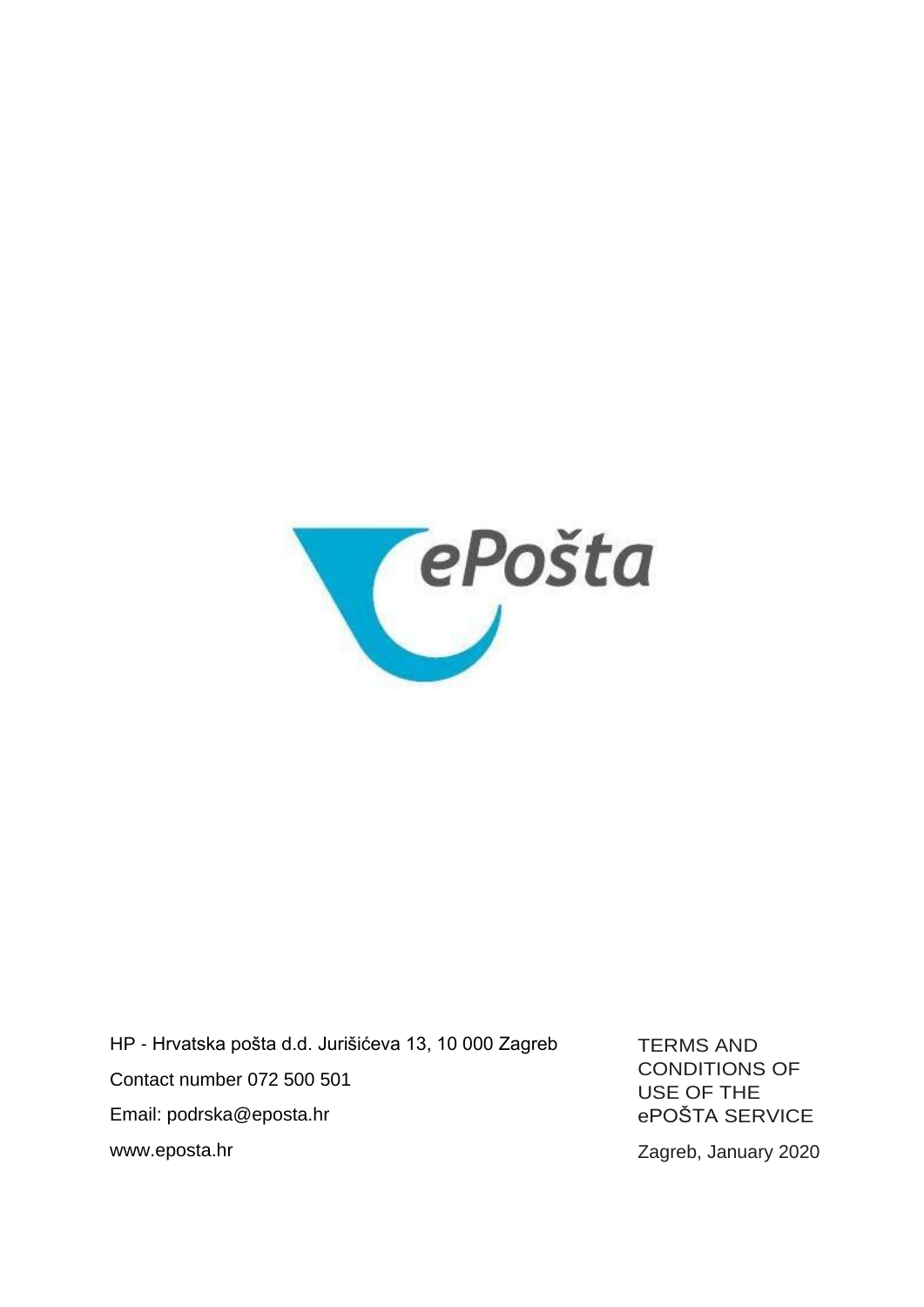ePošta

HP - Hrvatska pošta d.d. Jurišićeva 13, 10 000 Zagreb

Contact number 072 500 501

Email: podrska@eposta.hr

www.eposta.hr

# TERMS AND CONDITIONS OF USE OF THE ePOŠTA SERVICE

Zagreb, January 2020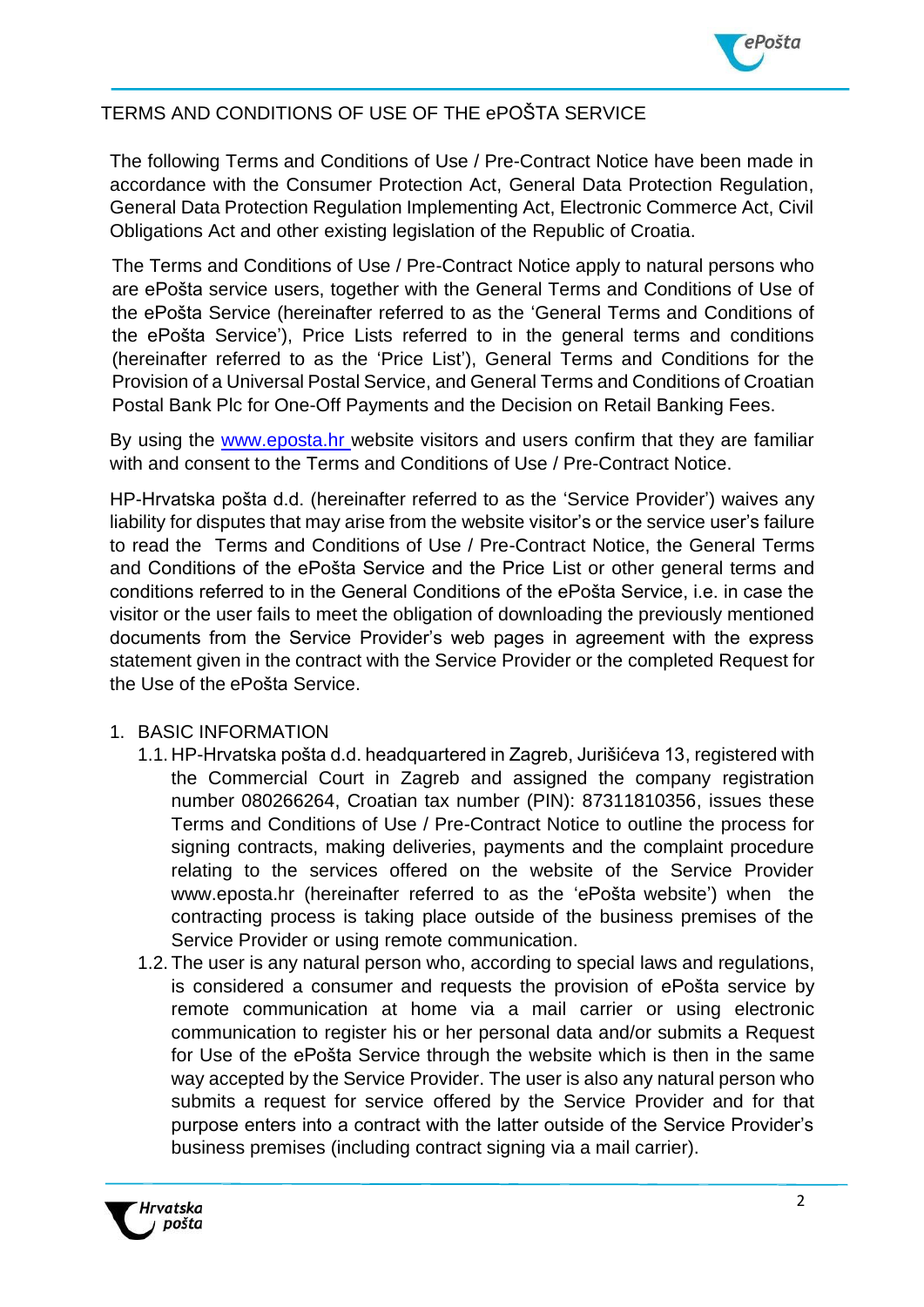# TERMS AND CONDITIONS OF USE OF THE ePOŠTA SERVICE

The following Terms and Conditions of Use / Pre-Contract Notice have been made in accordance with the Consumer Protection Act, General Data Protection Regulation, General Data Protection Regulation Implementing Act, Electronic Commerce Act, Civil Obligations Act and other existing legislation of the Republic of Croatia.

The Terms and Conditions of Use / Pre-Contract Notice apply to natural persons who are ePošta service users, together with the General Terms and Conditions of Use of the ePošta Service (hereinafter referred to as the 'General Terms and Conditions of the ePošta Service'), Price Lists referred to in the general terms and conditions (hereinafter referred to as the 'Price List'), General Terms and Conditions for the Provision of a Universal Postal Service, and General Terms and Conditions of Croatian Postal Bank Plc for One-Off Payments and the Decision on Retail Banking Fees.

By using the www.eposta.hr website visitors and users confirm that they are familiar with and consent to the Terms and Conditions of Use / Pre-Contract Notice.

HP-Hrvatska pošta d.d. (hereinafter referred to as the 'Service Provider') waives any liability for disputes that may arise from the website visitor's or the service user's failure to read the Terms and Conditions of Use / Pre-Contract Notice, the General Terms and Conditions of the ePošta Service and the Price List or other general terms and conditions referred to in the General Conditions of the ePošta Service, i.e. in case the visitor or the user fails to meet the obligation of downloading the previously mentioned documents from the Service Provider's web pages in agreement with the express statement given in the contract with the Service Provider or the completed Request for the Use of the ePošta Service.

## 1. BASIC INFORMATION

1.1. HP-Hrvatska pošta d.d. headquartered in Zagreb, Jurišićeva 13, registered with the Commercial Court in Zagreb and assigned the company registration number 080266264, Croatian tax number (PIN): 87311810356, issues these Terms and Conditions of Use / Pre-Contract Notice to outline the process for signing contracts, making deliveries, payments and the complaint procedure relating to the services offered on the website of the Service Provider www.eposta.hr (hereinafter referred to as the 'ePošta website') when the contracting process is taking place outside of the business premises of the Service Provider or using remote communication.

1.2. The user is any natural person who, according to special laws and regulations, is considered a consumer and requests the provision of ePošta service by remote communication at home via a mail carrier or using electronic communication to register his or her personal data and/or submits a Request for Use of the ePošta Service through the website which is then in the same way accepted by the Service Provider. The user is also any natural person who submits a request for service offered by the Service Provider and for that purpose enters into a contract with the latter outside of the Service Provider's business premises (including contract signing via a mail carrier).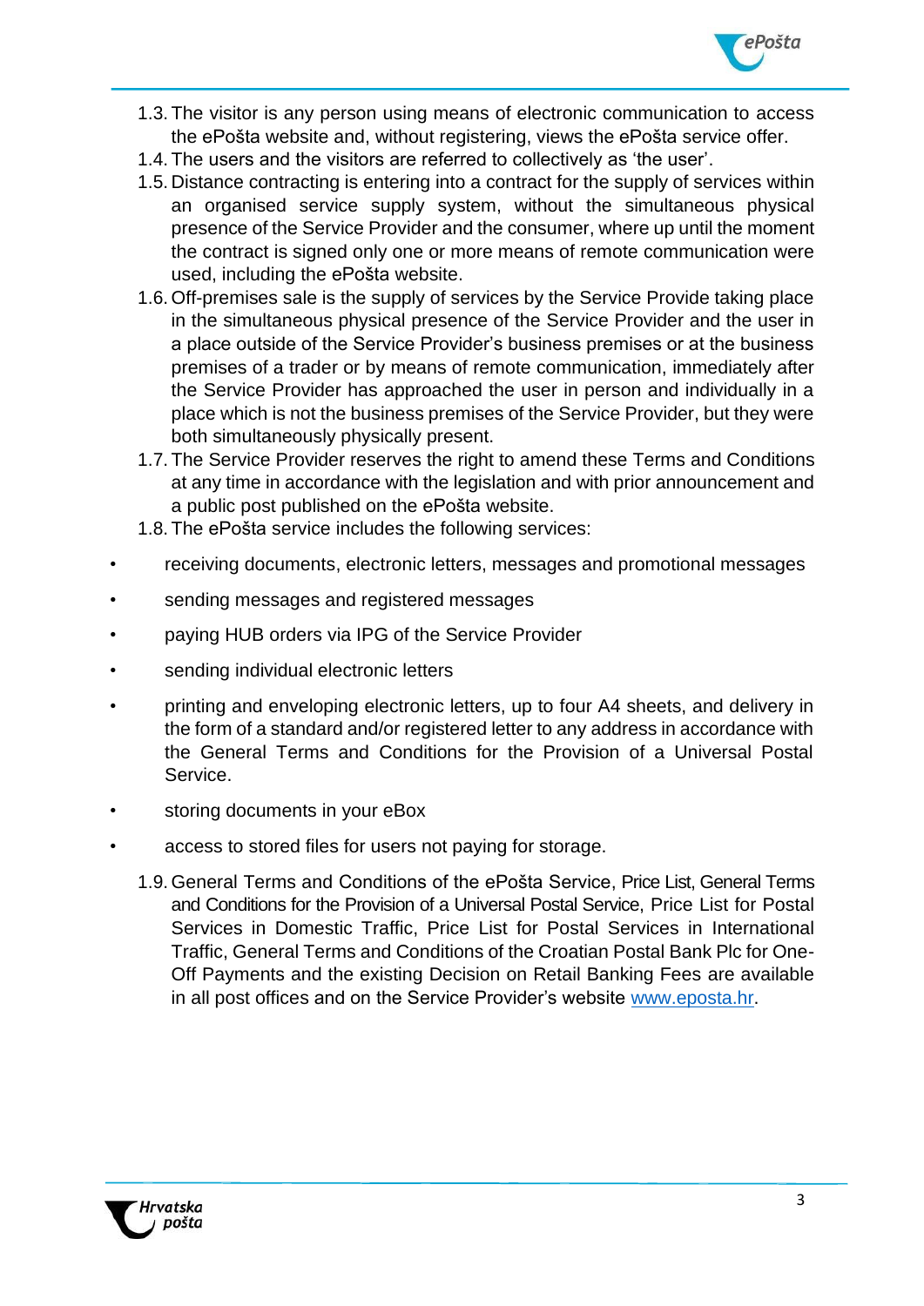1.3. The visitor is any person using means of electronic communication to access the ePošta website and, without registering, views the ePošta service offer.
1.4. The users and the visitors are referred to collectively as 'the user'.
1.5. Distance contracting is entering into a contract for the supply of services within an organised service supply system, without the simultaneous physical presence of the Service Provider and the consumer, where up until the moment the contract is signed only one or more means of remote communication were used, including the ePošta website.
1.6. Off-premises sale is the supply of services by the Service Provide taking place in the simultaneous physical presence of the Service Provider and the user in a place outside of the Service Provider's business premises or at the business premises of a trader or by means of remote communication, immediately after the Service Provider has approached the user in person and individually in a place which is not the business premises of the Service Provider, but they were both simultaneously physically present.
1.7. The Service Provider reserves the right to amend these Terms and Conditions at any time in accordance with the legislation and with prior announcement and a public post published on the ePošta website.
1.8. The ePošta service includes the following services:

- receiving documents, electronic letters, messages and promotional messages
- sending messages and registered messages
- paying HUB orders via IPG of the Service Provider
- sending individual electronic letters
- printing and enveloping electronic letters, up to four A4 sheets, and delivery in the form of a standard and/or registered letter to any address in accordance with the General Terms and Conditions for the Provision of a Universal Postal Service.
- storing documents in your eBox
- access to stored files for users not paying for storage.

1.9. General Terms and Conditions of the ePošta Service, Price List, General Terms and Conditions for the Provision of a Universal Postal Service, Price List for Postal Services in Domestic Traffic, Price List for Postal Services in International Traffic, General Terms and Conditions of the Croatian Postal Bank Plc for One-Off Payments and the existing Decision on Retail Banking Fees are available in all post offices and on the Service Provider's website www.eposta.hr.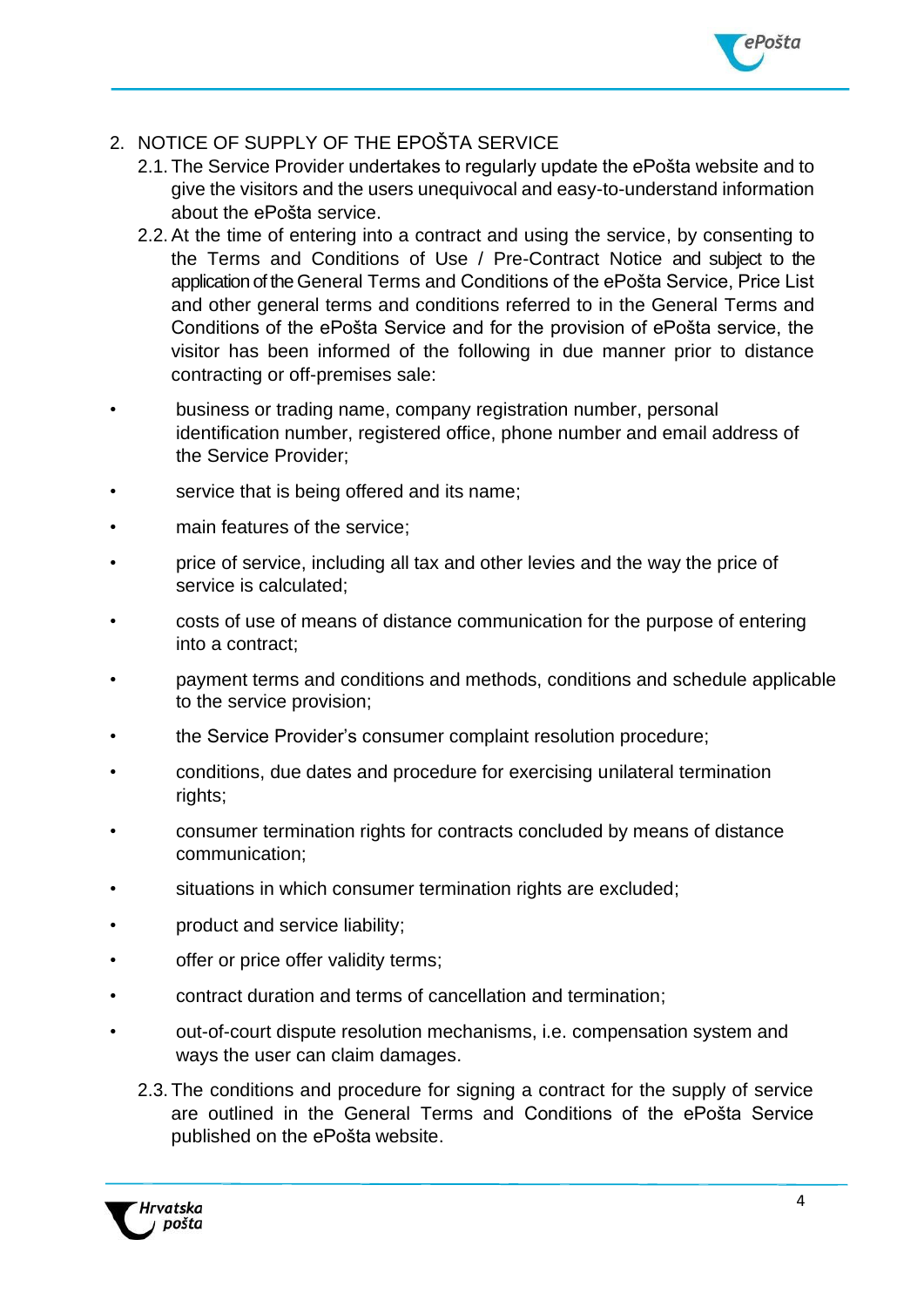## 2. NOTICE OF SUPPLY OF THE EPOŠTA SERVICE

2.1. The Service Provider undertakes to regularly update the ePošta website and to give the visitors and the users unequivocal and easy-to-understand information about the ePošta service.

2.2. At the time of entering into a contract and using the service, by consenting to the Terms and Conditions of Use / Pre-Contract Notice and subject to the application of the General Terms and Conditions of the ePošta Service, Price List and other general terms and conditions referred to in the General Terms and Conditions of the ePošta Service and for the provision of ePošta service, the visitor has been informed of the following in due manner prior to distance contracting or off-premises sale:

- business or trading name, company registration number, personal identification number, registered office, phone number and email address of the Service Provider;
- service that is being offered and its name;
- main features of the service;
- price of service, including all tax and other levies and the way the price of service is calculated;
- costs of use of means of distance communication for the purpose of entering into a contract;
- payment terms and conditions and methods, conditions and schedule applicable to the service provision;
- the Service Provider's consumer complaint resolution procedure;
- conditions, due dates and procedure for exercising unilateral termination rights;
- consumer termination rights for contracts concluded by means of distance communication;
- situations in which consumer termination rights are excluded;
- product and service liability;
- offer or price offer validity terms;
- contract duration and terms of cancellation and termination;
- out-of-court dispute resolution mechanisms, i.e. compensation system and ways the user can claim damages.

2.3. The conditions and procedure for signing a contract for the supply of service are outlined in the General Terms and Conditions of the ePošta Service published on the ePošta website.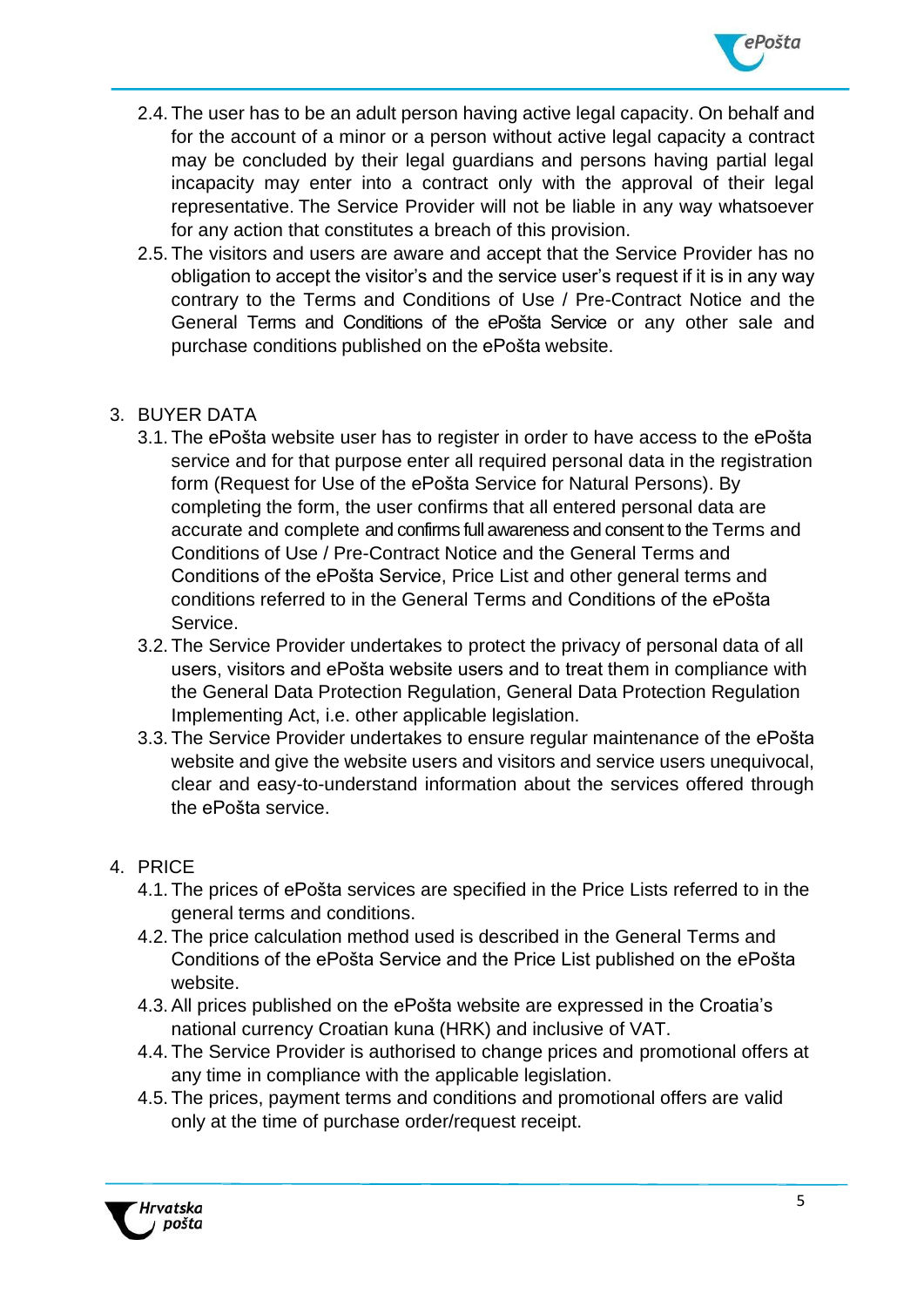2.4. The user has to be an adult person having active legal capacity. On behalf and for the account of a minor or a person without active legal capacity a contract may be concluded by their legal guardians and persons having partial legal incapacity may enter into a contract only with the approval of their legal representative. The Service Provider will not be liable in any way whatsoever for any action that constitutes a breach of this provision.

2.5. The visitors and users are aware and accept that the Service Provider has no obligation to accept the visitor's and the service user's request if it is in any way contrary to the Terms and Conditions of Use / Pre-Contract Notice and the General Terms and Conditions of the ePošta Service or any other sale and purchase conditions published on the ePošta website.

## 3. BUYER DATA

3.1. The ePošta website user has to register in order to have access to the ePošta service and for that purpose enter all required personal data in the registration form (Request for Use of the ePošta Service for Natural Persons). By completing the form, the user confirms that all entered personal data are accurate and complete and confirms full awareness and consent to the Terms and Conditions of Use / Pre-Contract Notice and the General Terms and Conditions of the ePošta Service, Price List and other general terms and conditions referred to in the General Terms and Conditions of the ePošta Service.

3.2. The Service Provider undertakes to protect the privacy of personal data of all users, visitors and ePošta website users and to treat them in compliance with the General Data Protection Regulation, General Data Protection Regulation Implementing Act, i.e. other applicable legislation.

3.3. The Service Provider undertakes to ensure regular maintenance of the ePošta website and give the website users and visitors and service users unequivocal, clear and easy-to-understand information about the services offered through the ePošta service.

## 4. PRICE

4.1. The prices of ePošta services are specified in the Price Lists referred to in the general terms and conditions.

4.2. The price calculation method used is described in the General Terms and Conditions of the ePošta Service and the Price List published on the ePošta website.

4.3. All prices published on the ePošta website are expressed in the Croatia's national currency Croatian kuna (HRK) and inclusive of VAT.

4.4. The Service Provider is authorised to change prices and promotional offers at any time in compliance with the applicable legislation.

4.5. The prices, payment terms and conditions and promotional offers are valid only at the time of purchase order/request receipt.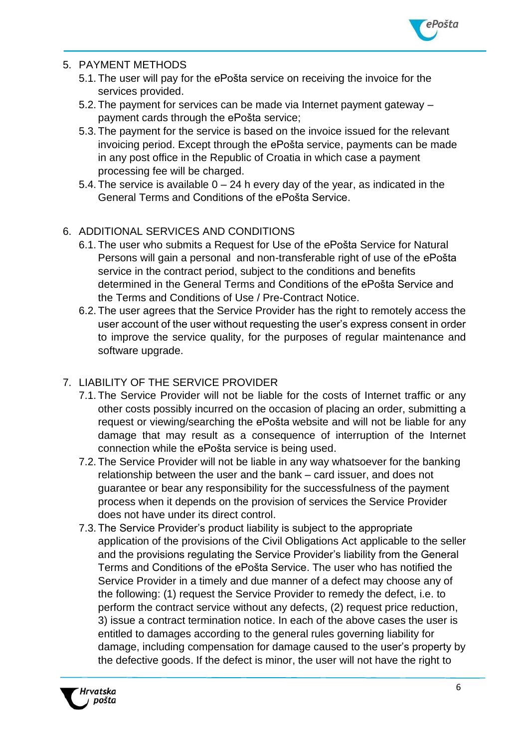5. PAYMENT METHODS
   - 5.1. The user will pay for the ePošta service on receiving the invoice for the services provided.
   - 5.2. The payment for services can be made via Internet payment gateway – payment cards through the ePošta service;
   - 5.3. The payment for the service is based on the invoice issued for the relevant invoicing period. Except through the ePošta service, payments can be made in any post office in the Republic of Croatia in which case a payment processing fee will be charged.
   - 5.4. The service is available 0 – 24 h every day of the year, as indicated in the General Terms and Conditions of the ePošta Service.

6. ADDITIONAL SERVICES AND CONDITIONS
   - 6.1. The user who submits a Request for Use of the ePošta Service for Natural Persons will gain a personal and non-transferable right of use of the ePošta service in the contract period, subject to the conditions and benefits determined in the General Terms and Conditions of the ePošta Service and the Terms and Conditions of Use / Pre-Contract Notice.
   - 6.2. The user agrees that the Service Provider has the right to remotely access the user account of the user without requesting the user's express consent in order to improve the service quality, for the purposes of regular maintenance and software upgrade.

7. LIABILITY OF THE SERVICE PROVIDER
   - 7.1. The Service Provider will not be liable for the costs of Internet traffic or any other costs possibly incurred on the occasion of placing an order, submitting a request or viewing/searching the ePošta website and will not be liable for any damage that may result as a consequence of interruption of the Internet connection while the ePošta service is being used.
   - 7.2. The Service Provider will not be liable in any way whatsoever for the banking relationship between the user and the bank – card issuer, and does not guarantee or bear any responsibility for the successfulness of the payment process when it depends on the provision of services the Service Provider does not have under its direct control.
   - 7.3. The Service Provider's product liability is subject to the appropriate application of the provisions of the Civil Obligations Act applicable to the seller and the provisions regulating the Service Provider's liability from the General Terms and Conditions of the ePošta Service. The user who has notified the Service Provider in a timely and due manner of a defect may choose any of the following: (1) request the Service Provider to remedy the defect, i.e. to perform the contract service without any defects, (2) request price reduction, 3) issue a contract termination notice. In each of the above cases the user is entitled to damages according to the general rules governing liability for damage, including compensation for damage caused to the user's property by the defective goods. If the defect is minor, the user will not have the right to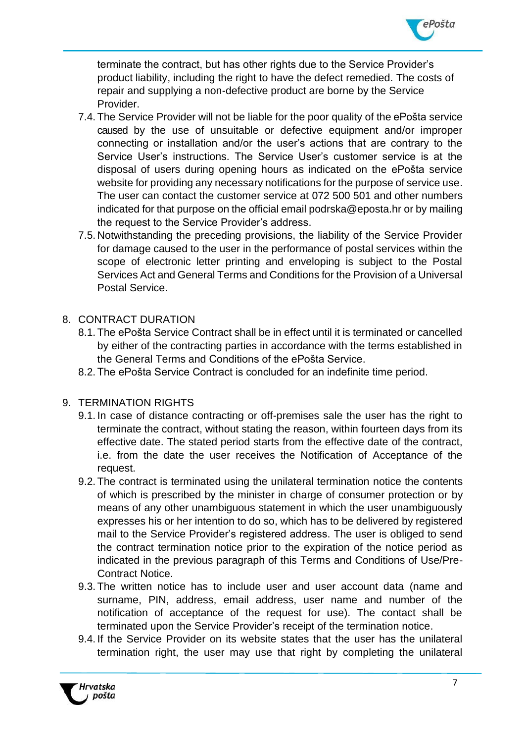terminate the contract, but has other rights due to the Service Provider's product liability, including the right to have the defect remedied. The costs of repair and supplying a non-defective product are borne by the Service Provider.

7.4. The Service Provider will not be liable for the poor quality of the ePošta service caused by the use of unsuitable or defective equipment and/or improper connecting or installation and/or the user's actions that are contrary to the Service User's instructions. The Service User's customer service is at the disposal of users during opening hours as indicated on the ePošta service website for providing any necessary notifications for the purpose of service use. The user can contact the customer service at 072 500 501 and other numbers indicated for that purpose on the official email podrska@eposta.hr or by mailing the request to the Service Provider's address.

7.5. Notwithstanding the preceding provisions, the liability of the Service Provider for damage caused to the user in the performance of postal services within the scope of electronic letter printing and enveloping is subject to the Postal Services Act and General Terms and Conditions for the Provision of a Universal Postal Service.

8. CONTRACT DURATION

8.1. The ePošta Service Contract shall be in effect until it is terminated or cancelled by either of the contracting parties in accordance with the terms established in the General Terms and Conditions of the ePošta Service.

8.2. The ePošta Service Contract is concluded for an indefinite time period.

9. TERMINATION RIGHTS

9.1. In case of distance contracting or off-premises sale the user has the right to terminate the contract, without stating the reason, within fourteen days from its effective date. The stated period starts from the effective date of the contract, i.e. from the date the user receives the Notification of Acceptance of the request.

9.2. The contract is terminated using the unilateral termination notice the contents of which is prescribed by the minister in charge of consumer protection or by means of any other unambiguous statement in which the user unambiguously expresses his or her intention to do so, which has to be delivered by registered mail to the Service Provider's registered address. The user is obliged to send the contract termination notice prior to the expiration of the notice period as indicated in the previous paragraph of this Terms and Conditions of Use/Pre-Contract Notice.

9.3. The written notice has to include user and user account data (name and surname, PIN, address, email address, user name and number of the notification of acceptance of the request for use). The contact shall be terminated upon the Service Provider's receipt of the termination notice.

9.4. If the Service Provider on its website states that the user has the unilateral termination right, the user may use that right by completing the unilateral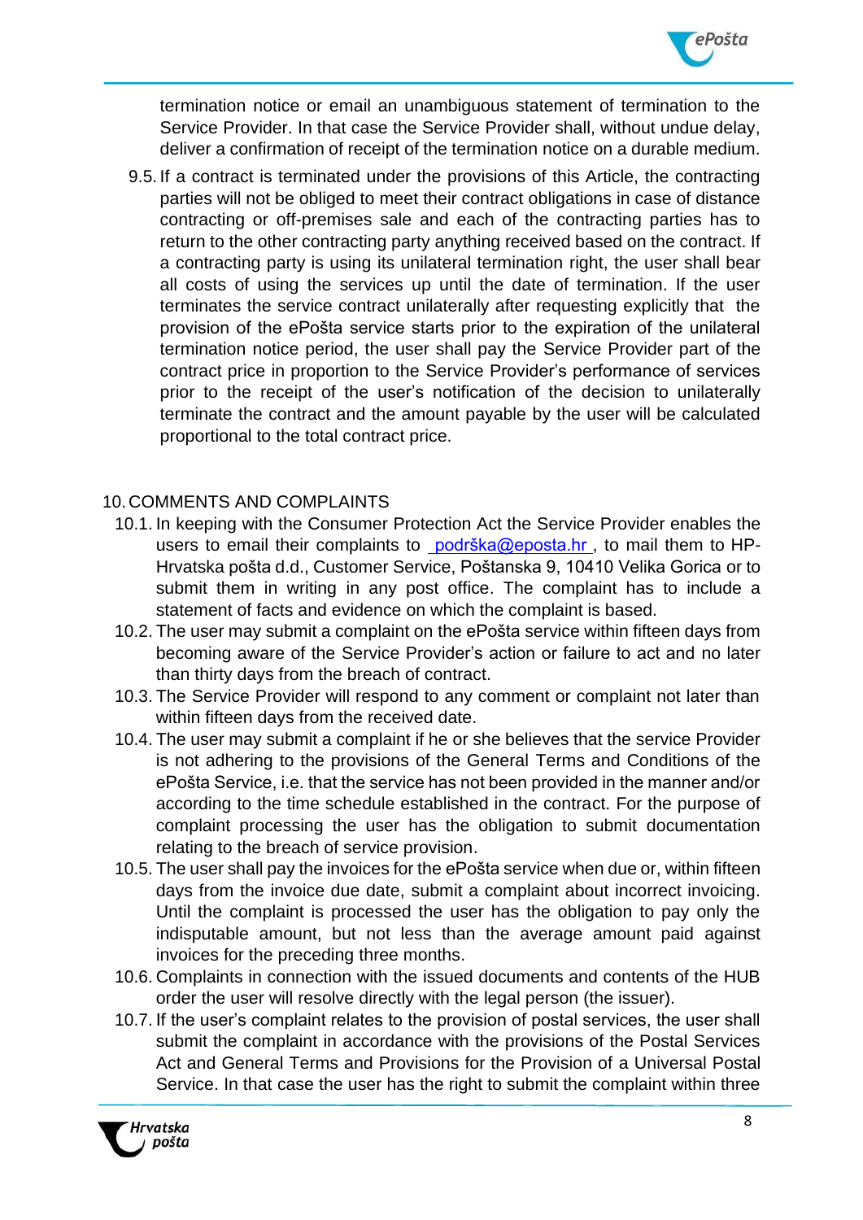termination notice or email an unambiguous statement of termination to the Service Provider. In that case the Service Provider shall, without undue delay, deliver a confirmation of receipt of the termination notice on a durable medium.

9.5. If a contract is terminated under the provisions of this Article, the contracting parties will not be obliged to meet their contract obligations in case of distance contracting or off-premises sale and each of the contracting parties has to return to the other contracting party anything received based on the contract. If a contracting party is using its unilateral termination right, the user shall bear all costs of using the services up until the date of termination. If the user terminates the service contract unilaterally after requesting explicitly that the provision of the ePošta service starts prior to the expiration of the unilateral termination notice period, the user shall pay the Service Provider part of the contract price in proportion to the Service Provider's performance of services prior to the receipt of the user's notification of the decision to unilaterally terminate the contract and the amount payable by the user will be calculated proportional to the total contract price.

## 10. COMMENTS AND COMPLAINTS

10.1. In keeping with the Consumer Protection Act the Service Provider enables the users to email their complaints to podrška@eposta.hr, to mail them to HP-Hrvatska pošta d.d., Customer Service, Poštanska 9, 10410 Velika Gorica or to submit them in writing in any post office. The complaint has to include a statement of facts and evidence on which the complaint is based.

10.2. The user may submit a complaint on the ePošta service within fifteen days from becoming aware of the Service Provider's action or failure to act and no later than thirty days from the breach of contract.

10.3. The Service Provider will respond to any comment or complaint not later than within fifteen days from the received date.

10.4. The user may submit a complaint if he or she believes that the service Provider is not adhering to the provisions of the General Terms and Conditions of the ePošta Service, i.e. that the service has not been provided in the manner and/or according to the time schedule established in the contract. For the purpose of complaint processing the user has the obligation to submit documentation relating to the breach of service provision.

10.5. The user shall pay the invoices for the ePošta service when due or, within fifteen days from the invoice due date, submit a complaint about incorrect invoicing. Until the complaint is processed the user has the obligation to pay only the indisputable amount, but not less than the average amount paid against invoices for the preceding three months.

10.6. Complaints in connection with the issued documents and contents of the HUB order the user will resolve directly with the legal person (the issuer).

10.7. If the user's complaint relates to the provision of postal services, the user shall submit the complaint in accordance with the provisions of the Postal Services Act and General Terms and Provisions for the Provision of a Universal Postal Service. In that case the user has the right to submit the complaint within three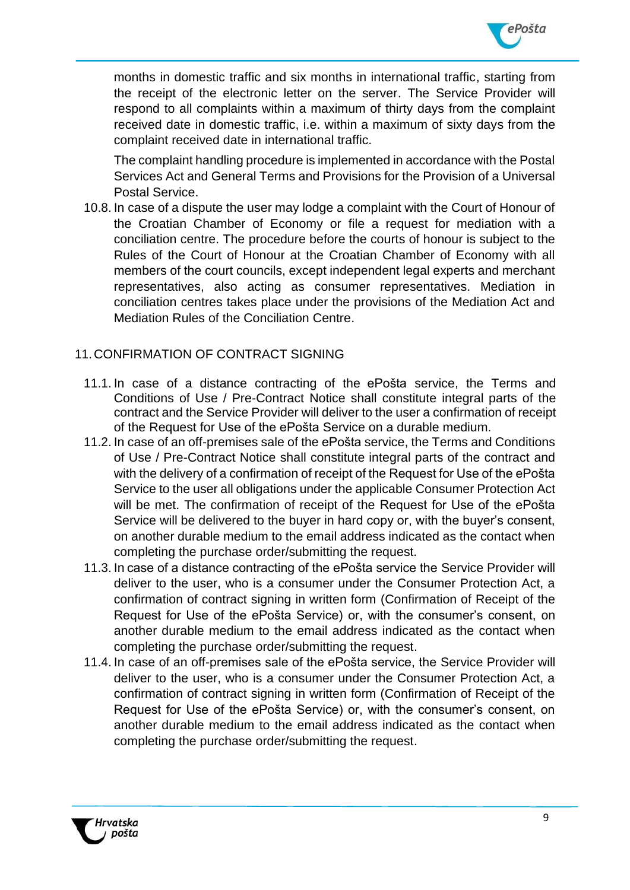months in domestic traffic and six months in international traffic, starting from the receipt of the electronic letter on the server. The Service Provider will respond to all complaints within a maximum of thirty days from the complaint received date in domestic traffic, i.e. within a maximum of sixty days from the complaint received date in international traffic.

The complaint handling procedure is implemented in accordance with the Postal Services Act and General Terms and Provisions for the Provision of a Universal Postal Service.

10.8. In case of a dispute the user may lodge a complaint with the Court of Honour of the Croatian Chamber of Economy or file a request for mediation with a conciliation centre. The procedure before the courts of honour is subject to the Rules of the Court of Honour at the Croatian Chamber of Economy with all members of the court councils, except independent legal experts and merchant representatives, also acting as consumer representatives. Mediation in conciliation centres takes place under the provisions of the Mediation Act and Mediation Rules of the Conciliation Centre.

## 11. CONFIRMATION OF CONTRACT SIGNING

11.1. In case of a distance contracting of the ePošta service, the Terms and Conditions of Use / Pre-Contract Notice shall constitute integral parts of the contract and the Service Provider will deliver to the user a confirmation of receipt of the Request for Use of the ePošta Service on a durable medium.

11.2. In case of an off-premises sale of the ePošta service, the Terms and Conditions of Use / Pre-Contract Notice shall constitute integral parts of the contract and with the delivery of a confirmation of receipt of the Request for Use of the ePošta Service to the user all obligations under the applicable Consumer Protection Act will be met. The confirmation of receipt of the Request for Use of the ePošta Service will be delivered to the buyer in hard copy or, with the buyer's consent, on another durable medium to the email address indicated as the contact when completing the purchase order/submitting the request.

11.3. In case of a distance contracting of the ePošta service the Service Provider will deliver to the user, who is a consumer under the Consumer Protection Act, a confirmation of contract signing in written form (Confirmation of Receipt of the Request for Use of the ePošta Service) or, with the consumer's consent, on another durable medium to the email address indicated as the contact when completing the purchase order/submitting the request.

11.4. In case of an off-premises sale of the ePošta service, the Service Provider will deliver to the user, who is a consumer under the Consumer Protection Act, a confirmation of contract signing in written form (Confirmation of Receipt of the Request for Use of the ePošta Service) or, with the consumer's consent, on another durable medium to the email address indicated as the contact when completing the purchase order/submitting the request.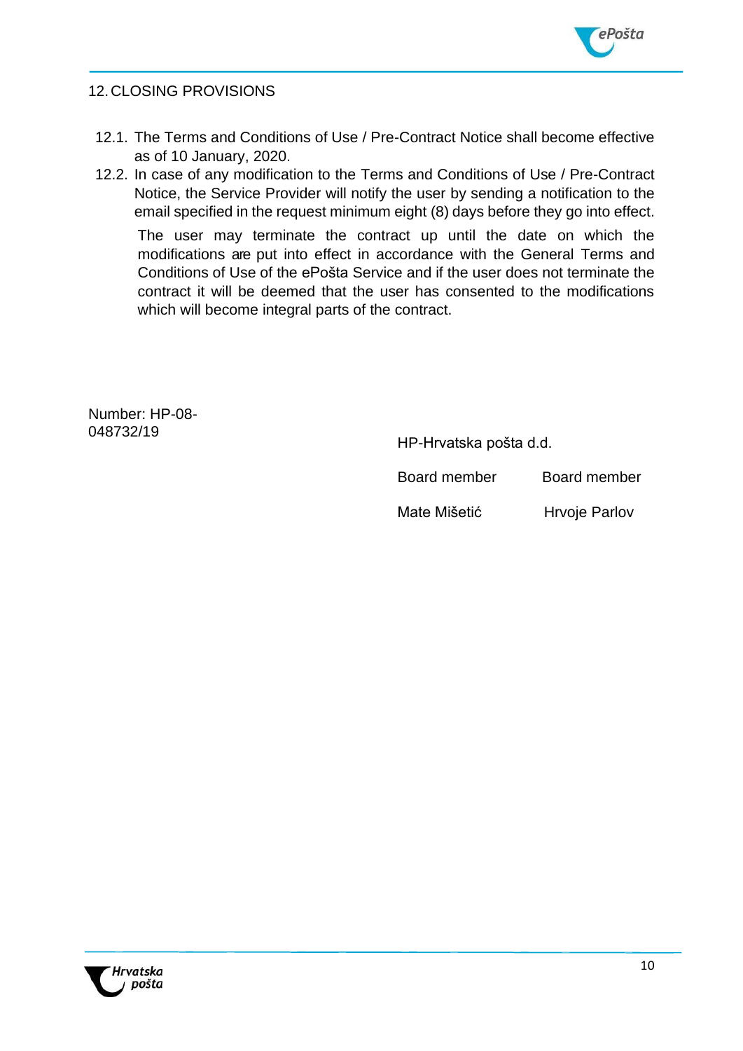## 12. CLOSING PROVISIONS

12.1. The Terms and Conditions of Use / Pre-Contract Notice shall become effective as of 10 January, 2020.

12.2. In case of any modification to the Terms and Conditions of Use / Pre-Contract Notice, the Service Provider will notify the user by sending a notification to the email specified in the request minimum eight (8) days before they go into effect.

The user may terminate the contract up until the date on which the modifications are put into effect in accordance with the General Terms and Conditions of Use of the ePošta Service and if the user does not terminate the contract it will be deemed that the user has consented to the modifications which will become integral parts of the contract.

Number: HP-08-048732/19

HP-Hrvatska pošta d.d.

| | |
|---|---|
| Board member | Board member |
| Mate Mišetić | Hrvoje Parlov |